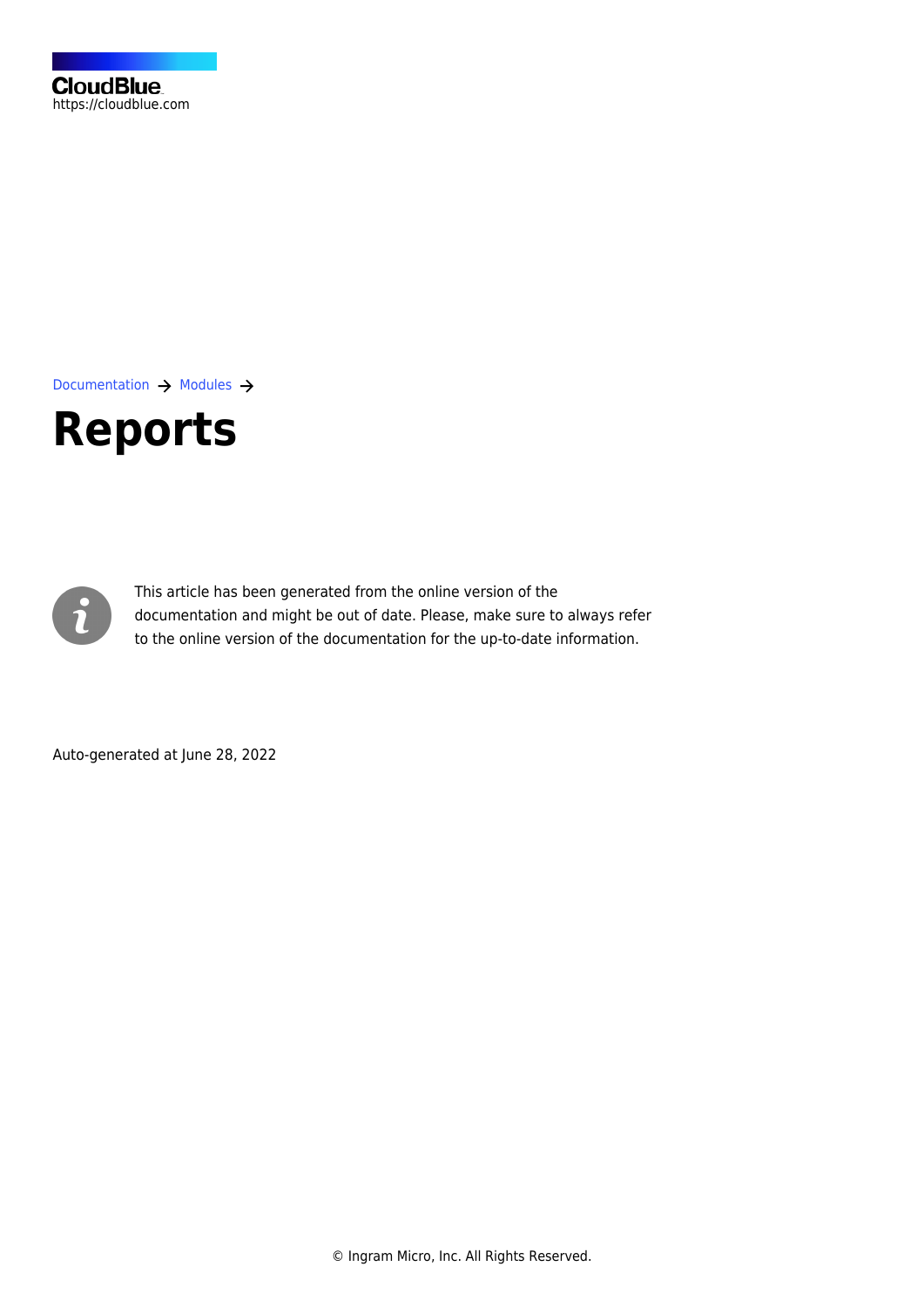CloudBlue
https://cloudblue.com

Documentation → Modules →

# Reports

This article has been generated from the online version of the documentation and might be out of date. Please, make sure to always refer to the online version of the documentation for the up-to-date information.

Auto-generated at June 28, 2022

© Ingram Micro, Inc. All Rights Reserved.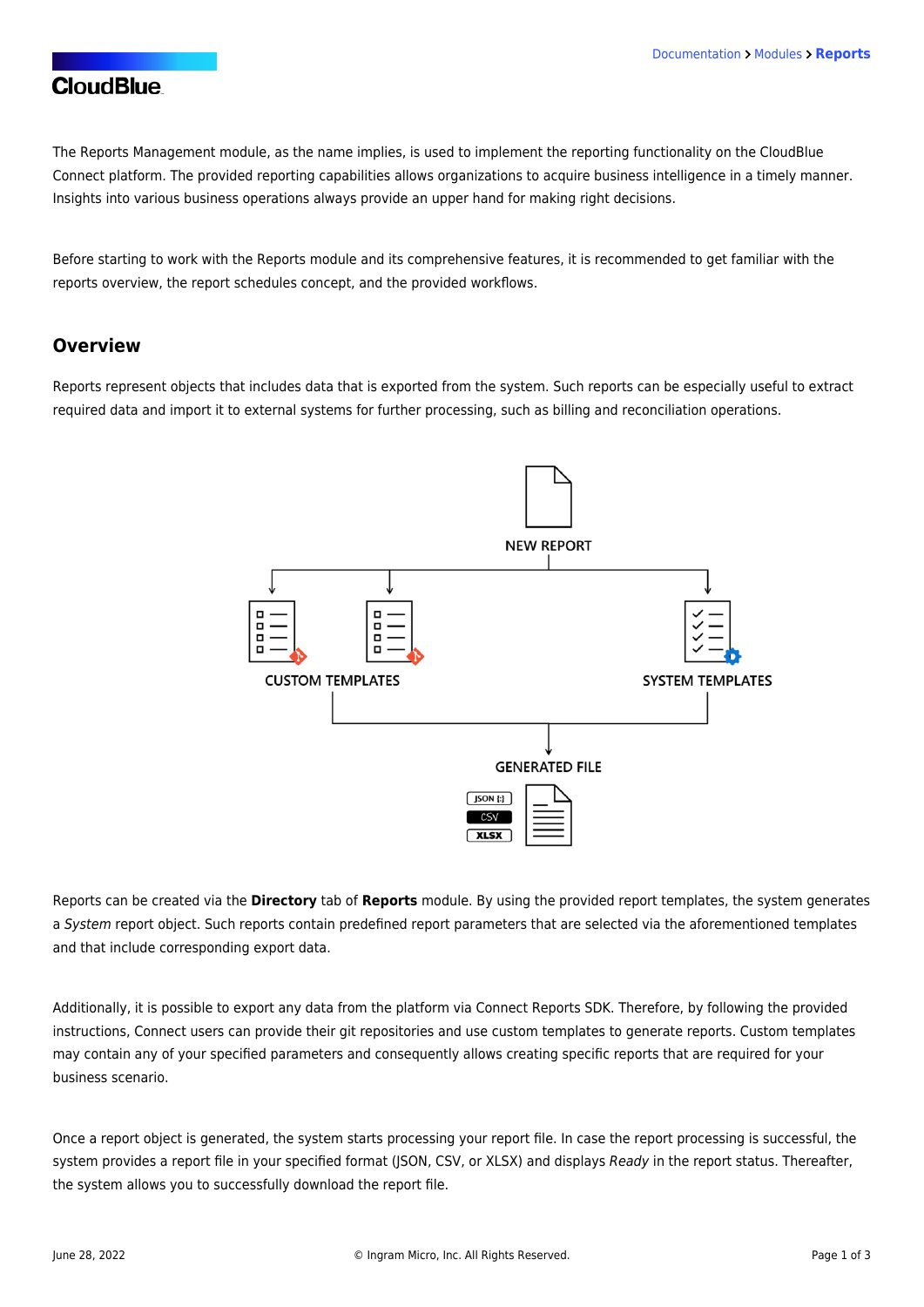The Reports Management module, as the name implies, is used to implement the reporting functionality on the CloudBlue Connect platform. The provided reporting capabilities allows organizations to acquire business intelligence in a timely manner. Insights into various business operations always provide an upper hand for making right decisions.

Before starting to work with the Reports module and its comprehensive features, it is recommended to get familiar with the reports overview, the report schedules concept, and the provided workflows.

## Overview

Reports represent objects that includes data that is exported from the system. Such reports can be especially useful to extract required data and import it to external systems for further processing, such as billing and reconciliation operations.

NEW REPORT

CUSTOM TEMPLATES

SYSTEM TEMPLATES

GENERATED FILE

JSON

CSV

XLSX

Reports can be created via the **Directory** tab of **Reports** module. By using the provided report templates, the system generates a *System* report object. Such reports contain predefined report parameters that are selected via the aforementioned templates and that include corresponding export data.

Additionally, it is possible to export any data from the platform via Connect Reports SDK. Therefore, by following the provided instructions, Connect users can provide their git repositories and use custom templates to generate reports. Custom templates may contain any of your specified parameters and consequently allows creating specific reports that are required for your business scenario.

Once a report object is generated, the system starts processing your report file. In case the report processing is successful, the system provides a report file in your specified format (JSON, CSV, or XLSX) and displays *Ready* in the report status. Thereafter, the system allows you to successfully download the report file.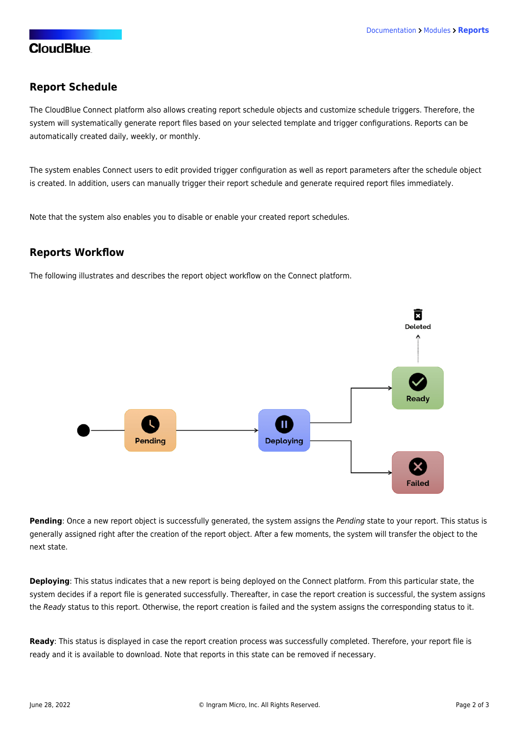## Report Schedule

The CloudBlue Connect platform also allows creating report schedule objects and customize schedule triggers. Therefore, the system will systematically generate report files based on your selected template and trigger configurations. Reports can be automatically created daily, weekly, or monthly.

The system enables Connect users to edit provided trigger configuration as well as report parameters after the schedule object is created. In addition, users can manually trigger their report schedule and generate required report files immediately.

Note that the system also enables you to disable or enable your created report schedules.

## Reports Workflow

The following illustrates and describes the report object workflow on the Connect platform.

**Pending**: Once a new report object is successfully generated, the system assigns the *Pending* state to your report. This status is generally assigned right after the creation of the report object. After a few moments, the system will transfer the object to the next state.

**Deploying**: This status indicates that a new report is being deployed on the Connect platform. From this particular state, the system decides if a report file is generated successfully. Thereafter, in case the report creation is successful, the system assigns the *Ready* status to this report. Otherwise, the report creation is failed and the system assigns the corresponding status to it.

**Ready**: This status is displayed in case the report creation process was successfully completed. Therefore, your report file is ready and it is available to download. Note that reports in this state can be removed if necessary.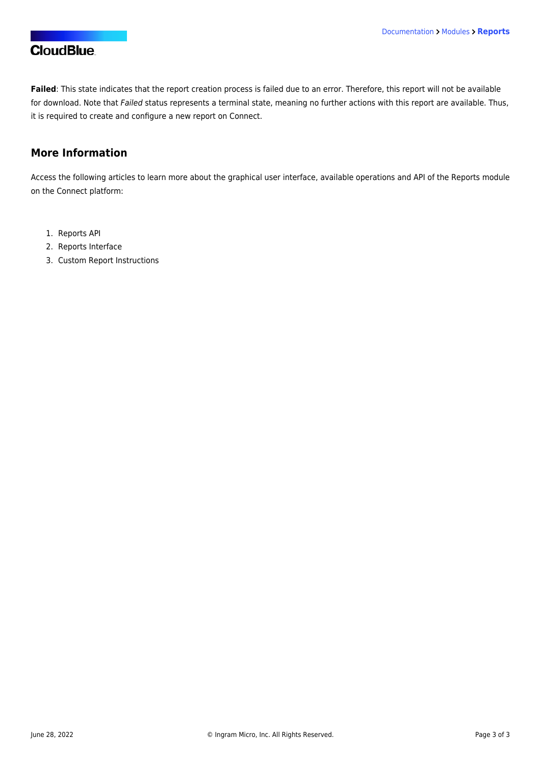**Failed**: This state indicates that the report creation process is failed due to an error. Therefore, this report will not be available for download. Note that *Failed* status represents a terminal state, meaning no further actions with this report are available. Thus, it is required to create and configure a new report on Connect.

## More Information

Access the following articles to learn more about the graphical user interface, available operations and API of the Reports module on the Connect platform:

1. Reports API
2. Reports Interface
3. Custom Report Instructions